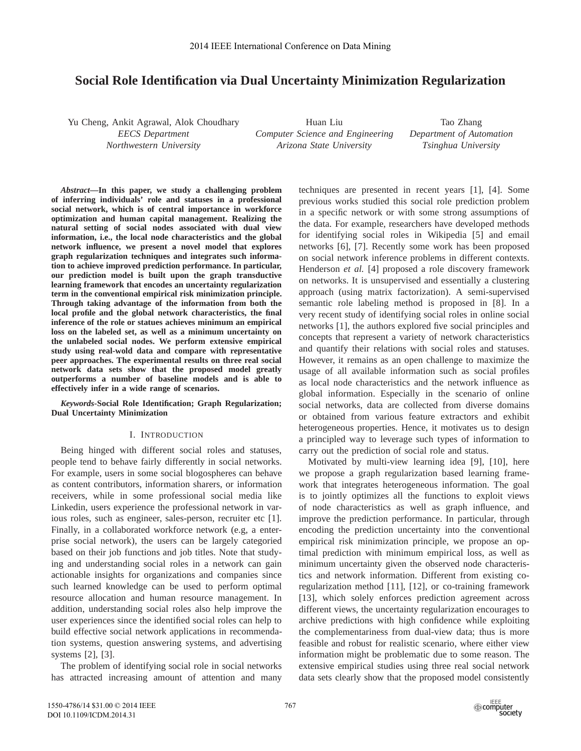# Social Role Identification via Dual Uncertainty Minimization Regularization

Yu Cheng, Ankit Agrawal, Alok Choudhary
*EECS Department*
*Northwestern University*

Huan Liu
*Computer Science and Engineering*
*Arizona State University*

Tao Zhang
*Department of Automation*
*Tsinghua University*

***Abstract*—In this paper, we study a challenging problem of inferring individuals' role and statuses in a professional social network, which is of central importance in workforce optimization and human capital management. Realizing the natural setting of social nodes associated with dual view information, i.e., the local node characteristics and the global network influence, we present a novel model that explores graph regularization techniques and integrates such information to achieve improved prediction performance. In particular, our prediction model is built upon the graph transductive learning framework that encodes an uncertainty regularization term in the conventional empirical risk minimization principle. Through taking advantage of the information from both the local profile and the global network characteristics, the final inference of the role or statues achieves minimum an empirical loss on the labeled set, as well as a minimum uncertainty on the unlabeled social nodes. We perform extensive empirical study using real-wold data and compare with representative peer approaches. The experimental results on three real social network data sets show that the proposed model greatly outperforms a number of baseline models and is able to effectively infer in a wide range of scenarios.**

***Keywords*-Social Role Identification; Graph Regularization; Dual Uncertainty Minimization**

## I. Introduction

Being hinged with different social roles and statuses, people tend to behave fairly differently in social networks. For example, users in some social blogospheres can behave as content contributors, information sharers, or information receivers, while in some professional social media like Linkedin, users experience the professional network in various roles, such as engineer, sales-person, recruiter etc [1]. Finally, in a collaborated workforce network (e.g, a enterprise social network), the users can be largely categoried based on their job functions and job titles. Note that studying and understanding social roles in a network can gain actionable insights for organizations and companies since such learned knowledge can be used to perform optimal resource allocation and human resource management. In addition, understanding social roles also help improve the user experiences since the identified social roles can help to build effective social network applications in recommendation systems, question answering systems, and advertising systems [2], [3].

The problem of identifying social role in social networks has attracted increasing amount of attention and many techniques are presented in recent years [1], [4]. Some previous works studied this social role prediction problem in a specific network or with some strong assumptions of the data. For example, researchers have developed methods for identifying social roles in Wikipedia [5] and email networks [6], [7]. Recently some work has been proposed on social network inference problems in different contexts. Henderson *et al.* [4] proposed a role discovery framework on networks. It is unsupervised and essentially a clustering approach (using matrix factorization). A semi-supervised semantic role labeling method is proposed in [8]. In a very recent study of identifying social roles in online social networks [1], the authors explored five social principles and concepts that represent a variety of network characteristics and quantify their relations with social roles and statuses. However, it remains as an open challenge to maximize the usage of all available information such as social profiles as local node characteristics and the network influence as global information. Especially in the scenario of online social networks, data are collected from diverse domains or obtained from various feature extractors and exhibit heterogeneous properties. Hence, it motivates us to design a principled way to leverage such types of information to carry out the prediction of social role and status.

Motivated by multi-view learning idea [9], [10], here we propose a graph regularization based learning framework that integrates heterogeneous information. The goal is to jointly optimizes all the functions to exploit views of node characteristics as well as graph influence, and improve the prediction performance. In particular, through encoding the prediction uncertainty into the conventional empirical risk minimization principle, we propose an optimal prediction with minimum empirical loss, as well as minimum uncertainty given the observed node characteristics and network information. Different from existing co-regularization method [11], [12], or co-training framework [13], which solely enforces prediction agreement across different views, the uncertainty regularization encourages to archive predictions with high confidence while exploiting the complementariness from dual-view data; thus is more feasible and robust for realistic scenario, where either view information might be problematic due to some reason. The extensive empirical studies using three real social network data sets clearly show that the proposed model consistently

1550-4786/14 $31.00 © 2014 IEEE
DOI 10.1109/ICDM.2014.31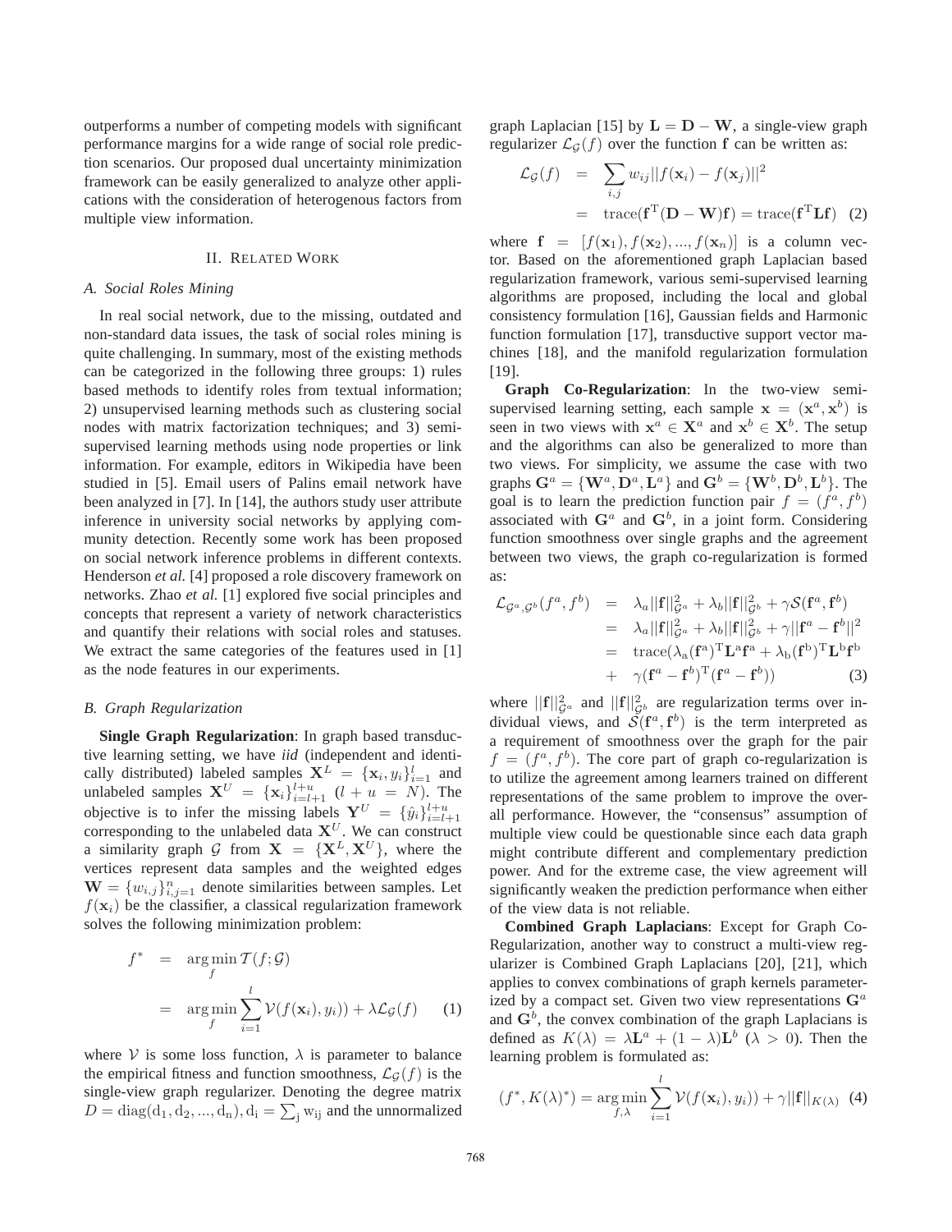outperforms a number of competing models with significant performance margins for a wide range of social role prediction scenarios. Our proposed dual uncertainty minimization framework can be easily generalized to analyze other applications with the consideration of heterogenous factors from multiple view information.

## II. Related Work

### A. Social Roles Mining

In real social network, due to the missing, outdated and non-standard data issues, the task of social roles mining is quite challenging. In summary, most of the existing methods can be categorized in the following three groups: 1) rules based methods to identify roles from textual information; 2) unsupervised learning methods such as clustering social nodes with matrix factorization techniques; and 3) semi-supervised learning methods using node properties or link information. For example, editors in Wikipedia have been studied in [5]. Email users of Palins email network have been analyzed in [7]. In [14], the authors study user attribute inference in university social networks by applying community detection. Recently some work has been proposed on social network inference problems in different contexts. Henderson *et al.* [4] proposed a role discovery framework on networks. Zhao *et al.* [1] explored five social principles and concepts that represent a variety of network characteristics and quantify their relations with social roles and statuses. We extract the same categories of the features used in [1] as the node features in our experiments.

### B. Graph Regularization

**Single Graph Regularization**: In graph based transductive learning setting, we have *iid* (independent and identically distributed) labeled samples $\mathbf{X}^L = \{\mathbf{x}_i, y_i\}_{i=1}^{l}$ and unlabeled samples $\mathbf{X}^U = \{\mathbf{x}_i\}_{i=l+1}^{l+u}$ $(l+u=N)$. The objective is to infer the missing labels $\mathbf{Y}^U = \{\hat{y}_i\}_{i=l+1}^{l+u}$ corresponding to the unlabeled data $\mathbf{X}^U$. We can construct a similarity graph $\mathcal{G}$ from $\mathbf{X} = \{\mathbf{X}^L, \mathbf{X}^U\}$, where the vertices represent data samples and the weighted edges $\mathbf{W} = \{w_{i,j}\}_{i,j=1}^{n}$ denote similarities between samples. Let $f(\mathbf{x}_i)$ be the classifier, a classical regularization framework solves the following minimization problem:

$$
\begin{aligned}
f^* &= \arg\min_f \mathcal{T}(f;\mathcal{G}) \\
&= \arg\min_f \sum_{i=1}^{l} \mathcal{V}(f(\mathbf{x}_i), y_i)) + \lambda \mathcal{L}_{\mathcal{G}}(f) \qquad (1)
\end{aligned}
$$

where $\mathcal{V}$ is some loss function, $\lambda$ is parameter to balance the empirical fitness and function smoothness, $\mathcal{L}_{\mathcal{G}}(f)$ is the single-view graph regularizer. Denoting the degree matrix $D = \mathrm{diag}(\mathrm{d}_1, \mathrm{d}_2, ..., \mathrm{d}_n), \mathrm{d}_i = \sum_j \mathrm{w}_{ij}$ and the unnormalized graph Laplacian [15] by $\mathbf{L} = \mathbf{D} - \mathbf{W}$, a single-view graph regularizer $\mathcal{L}_{\mathcal{G}}(f)$ over the function $\mathbf{f}$ can be written as:

$$
\begin{aligned}
\mathcal{L}_{\mathcal{G}}(f) &= \sum_{i,j} w_{ij} ||f(\mathbf{x}_i) - f(\mathbf{x}_j)||^2 \\
&= \mathrm{trace}(\mathbf{f}^{\mathrm{T}}(\mathbf{D}-\mathbf{W})\mathbf{f}) = \mathrm{trace}(\mathbf{f}^{\mathrm{T}}\mathbf{L}\mathbf{f}) \quad (2)
\end{aligned}
$$

where $\mathbf{f} = [f(\mathbf{x}_1), f(\mathbf{x}_2), ..., f(\mathbf{x}_n)]$ is a column vector. Based on the aforementioned graph Laplacian based regularization framework, various semi-supervised learning algorithms are proposed, including the local and global consistency formulation [16], Gaussian fields and Harmonic function formulation [17], transductive support vector machines [18], and the manifold regularization formulation [19].

**Graph Co-Regularization**: In the two-view semi-supervised learning setting, each sample $\mathbf{x} = (\mathbf{x}^a, \mathbf{x}^b)$ is seen in two views with $\mathbf{x}^a \in \mathbf{X}^a$ and $\mathbf{x}^b \in \mathbf{X}^b$. The setup and the algorithms can also be generalized to more than two views. For simplicity, we assume the case with two graphs $\mathbf{G}^a = \{\mathbf{W}^a, \mathbf{D}^a, \mathbf{L}^a\}$ and $\mathbf{G}^b = \{\mathbf{W}^b, \mathbf{D}^b, \mathbf{L}^b\}$. The goal is to learn the prediction function pair $f = (f^a, f^b)$ associated with $\mathbf{G}^a$ and $\mathbf{G}^b$, in a joint form. Considering function smoothness over single graphs and the agreement between two views, the graph co-regularization is formed as:

$$
\begin{aligned}
\mathcal{L}_{\mathcal{G}^a,\mathcal{G}^b}(f^a, f^b) &= \lambda_a ||\mathbf{f}||_{\mathcal{G}^a}^2 + \lambda_b ||\mathbf{f}||_{\mathcal{G}^b}^2 + \gamma \mathcal{S}(\mathbf{f}^a, \mathbf{f}^b) \\
&= \lambda_a ||\mathbf{f}||_{\mathcal{G}^a}^2 + \lambda_b ||\mathbf{f}||_{\mathcal{G}^b}^2 + \gamma ||\mathbf{f}^a - \mathbf{f}^b||^2 \\
&= \mathrm{trace}(\lambda_a (\mathbf{f}^a)^{\mathrm{T}} \mathbf{L}^a \mathbf{f}^a + \lambda_b (\mathbf{f}^b)^{\mathrm{T}} \mathbf{L}^b \mathbf{f}^b \\
&+ \gamma (\mathbf{f}^a - \mathbf{f}^b)^{\mathrm{T}} (\mathbf{f}^a - \mathbf{f}^b)) \qquad (3)
\end{aligned}
$$

where $||\mathbf{f}||_{\mathcal{G}^a}^2$ and $||\mathbf{f}||_{\mathcal{G}^b}^2$ are regularization terms over individual views, and $\mathcal{S}(\mathbf{f}^a, \mathbf{f}^b)$ is the term interpreted as a requirement of smoothness over the graph for the pair $f = (f^a, f^b)$. The core part of graph co-regularization is to utilize the agreement among learners trained on different representations of the same problem to improve the overall performance. However, the "consensus" assumption of multiple view could be questionable since each data graph might contribute different and complementary prediction power. And for the extreme case, the view agreement will significantly weaken the prediction performance when either of the view data is not reliable.

**Combined Graph Laplacians**: Except for Graph Co-Regularization, another way to construct a multi-view regularizer is Combined Graph Laplacians [20], [21], which applies to convex combinations of graph kernels parameterized by a compact set. Given two view representations $\mathbf{G}^a$ and $\mathbf{G}^b$, the convex combination of the graph Laplacians is defined as $K(\lambda) = \lambda \mathbf{L}^a + (1-\lambda)\mathbf{L}^b$ $(\lambda > 0)$. Then the learning problem is formulated as:

$$
(f^*, K(\lambda)^*) = \arg\min_{f,\lambda} \sum_{i=1}^{l} \mathcal{V}(f(\mathbf{x}_i), y_i)) + \gamma ||\mathbf{f}||_{K(\lambda)} \quad (4)
$$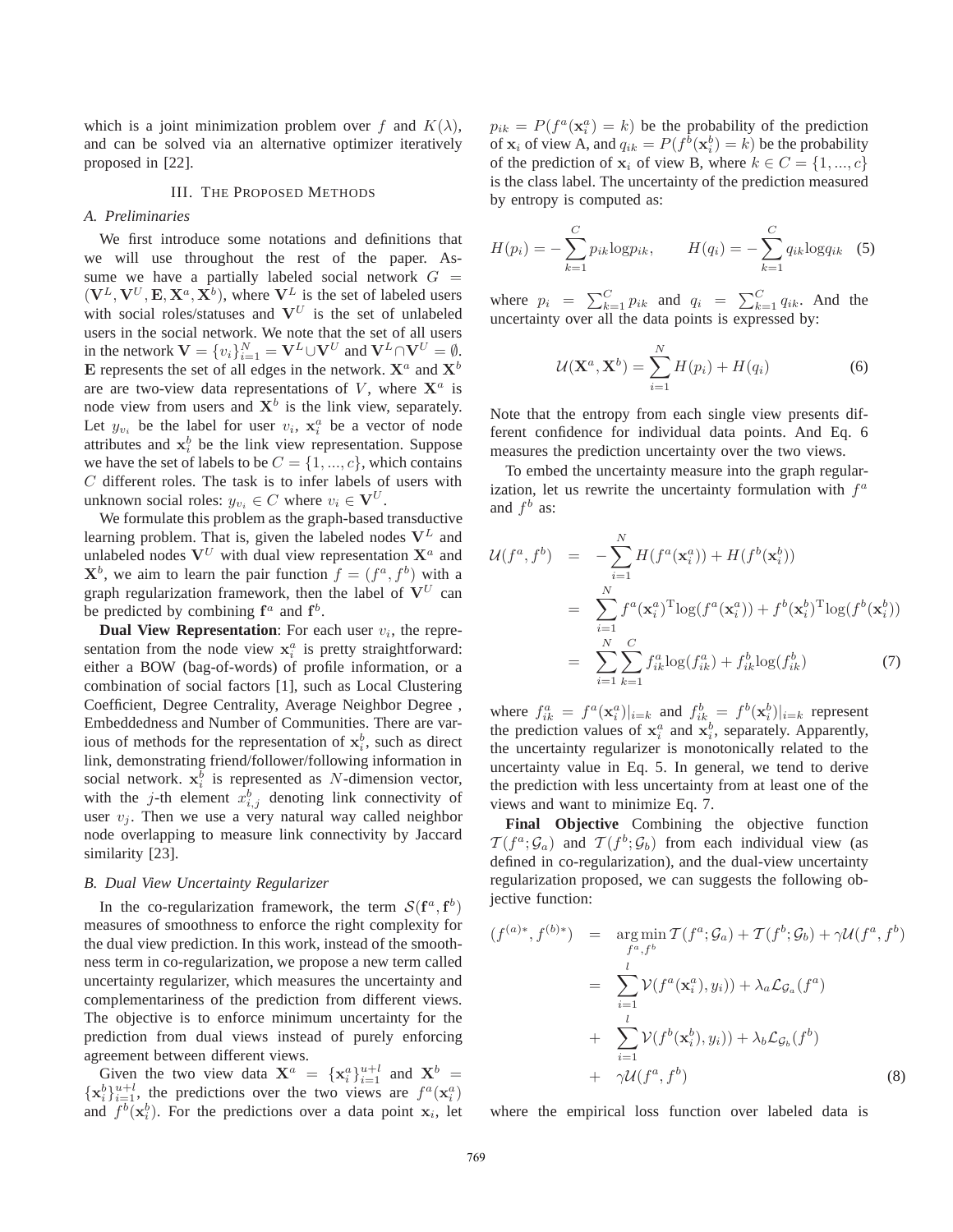which is a joint minimization problem over $f$ and $K(\lambda)$, and can be solved via an alternative optimizer iteratively proposed in [22].

## III. The Proposed Methods

### A. Preliminaries

We first introduce some notations and definitions that we will use throughout the rest of the paper. Assume we have a partially labeled social network $G = (\mathbf{V}^L, \mathbf{V}^U, \mathbf{E}, \mathbf{X}^a, \mathbf{X}^b)$, where $\mathbf{V}^L$ is the set of labeled users with social roles/statuses and $\mathbf{V}^U$ is the set of unlabeled users in the social network. We note that the set of all users in the network $\mathbf{V} = \{v_i\}_{i=1}^N = \mathbf{V}^L \cup \mathbf{V}^U$ and $\mathbf{V}^L \cap \mathbf{V}^U = \emptyset$. $\mathbf{E}$ represents the set of all edges in the network. $\mathbf{X}^a$ and $\mathbf{X}^b$ are are two-view data representations of $V$, where $\mathbf{X}^a$ is node view from users and $\mathbf{X}^b$ is the link view, separately. Let $y_{v_i}$ be the label for user $v_i$, $\mathbf{x}_i^a$ be a vector of node attributes and $\mathbf{x}_i^b$ be the link view representation. Suppose we have the set of labels to be $C = \{1, ..., c\}$, which contains $C$ different roles. The task is to infer labels of users with unknown social roles: $y_{v_i} \in C$ where $v_i \in \mathbf{V}^U$.

We formulate this problem as the graph-based transductive learning problem. That is, given the labeled nodes $\mathbf{V}^L$ and unlabeled nodes $\mathbf{V}^U$ with dual view representation $\mathbf{X}^a$ and $\mathbf{X}^b$, we aim to learn the pair function $f = (f^a, f^b)$ with a graph regularization framework, then the label of $\mathbf{V}^U$ can be predicted by combining $\mathbf{f}^a$ and $\mathbf{f}^b$.

**Dual View Representation**: For each user $v_i$, the representation from the node view $\mathbf{x}_i^a$ is pretty straightforward: either a BOW (bag-of-words) of profile information, or a combination of social factors [1], such as Local Clustering Coefficient, Degree Centrality, Average Neighbor Degree , Embeddedness and Number of Communities. There are various of methods for the representation of $\mathbf{x}_i^b$, such as direct link, demonstrating friend/follower/following information in social network. $\mathbf{x}_i^b$ is represented as $N$-dimension vector, with the $j$-th element $x_{i,j}^b$ denoting link connectivity of user $v_j$. Then we use a very natural way called neighbor node overlapping to measure link connectivity by Jaccard similarity [23].

### B. Dual View Uncertainty Regularizer

In the co-regularization framework, the term $\mathcal{S}(\mathbf{f}^a, \mathbf{f}^b)$ measures of smoothness to enforce the right complexity for the dual view prediction. In this work, instead of the smoothness term in co-regularization, we propose a new term called uncertainty regularizer, which measures the uncertainty and complementariness of the prediction from different views. The objective is to enforce minimum uncertainty for the prediction from dual views instead of purely enforcing agreement between different views.

Given the two view data $\mathbf{X}^a = \{\mathbf{x}_i^a\}_{i=1}^{u+l}$ and $\mathbf{X}^b = \{\mathbf{x}_i^b\}_{i=1}^{u+l}$, the predictions over the two views are $f^a(\mathbf{x}_i^a)$ and $f^b(\mathbf{x}_i^b)$. For the predictions over a data point $\mathbf{x}_i$, let $p_{ik} = P(f^a(\mathbf{x}_i^a) = k)$ be the probability of the prediction of $\mathbf{x}_i$ of view A, and $q_{ik} = P(f^b(\mathbf{x}_i^b) = k)$ be the probability of the prediction of $\mathbf{x}_i$ of view B, where $k \in C = \{1, ..., c\}$ is the class label. The uncertainty of the prediction measured by entropy is computed as:

$$H(p_i) = -\sum_{k=1}^{C} p_{ik} \log p_{ik}, \qquad H(q_i) = -\sum_{k=1}^{C} q_{ik} \log q_{ik} \quad (5)$$

where $p_i = \sum_{k=1}^{C} p_{ik}$ and $q_i = \sum_{k=1}^{C} q_{ik}$. And the uncertainty over all the data points is expressed by:

$$\mathcal{U}(\mathbf{X}^a, \mathbf{X}^b) = \sum_{i=1}^{N} H(p_i) + H(q_i) \quad (6)$$

Note that the entropy from each single view presents different confidence for individual data points. And Eq. 6 measures the prediction uncertainty over the two views.

To embed the uncertainty measure into the graph regularization, let us rewrite the uncertainty formulation with $f^a$ and $f^b$ as:

$$\begin{aligned}
\mathcal{U}(f^a, f^b) &= -\sum_{i=1}^{N} H(f^a(\mathbf{x}_i^a)) + H(f^b(\mathbf{x}_i^b)) \\
&= \sum_{i=1}^{N} f^a(\mathbf{x}_i^a)^{\mathrm{T}} \log(f^a(\mathbf{x}_i^a)) + f^b(\mathbf{x}_i^b)^{\mathrm{T}} \log(f^b(\mathbf{x}_i^b)) \\
&= \sum_{i=1}^{N} \sum_{k=1}^{C} f_{ik}^a \log(f_{ik}^a) + f_{ik}^b \log(f_{ik}^b) \quad (7)
\end{aligned}$$

where $f_{ik}^a = f^a(\mathbf{x}_i^a)|_{i=k}$ and $f_{ik}^b = f^b(\mathbf{x}_i^b)|_{i=k}$ represent the prediction values of $\mathbf{x}_i^a$ and $\mathbf{x}_i^b$, separately. Apparently, the uncertainty regularizer is monotonically related to the uncertainty value in Eq. 5. In general, we tend to derive the prediction with less uncertainty from at least one of the views and want to minimize Eq. 7.

**Final Objective** Combining the objective function $\mathcal{T}(f^a; \mathcal{G}_a)$ and $\mathcal{T}(f^b; \mathcal{G}_b)$ from each individual view (as defined in co-regularization), and the dual-view uncertainty regularization proposed, we can suggests the following objective function:

$$\begin{aligned}
(f^{(a)*}, f^{(b)*}) &= \underset{f^a, f^b}{\arg\min}\, \mathcal{T}(f^a; \mathcal{G}_a) + \mathcal{T}(f^b; \mathcal{G}_b) + \gamma \mathcal{U}(f^a, f^b) \\
&= \sum_{i=1}^{l} \mathcal{V}(f^a(\mathbf{x}_i^a), y_i)) + \lambda_a \mathcal{L}_{\mathcal{G}_a}(f^a) \\
&+ \sum_{i=1}^{l} \mathcal{V}(f^b(\mathbf{x}_i^b), y_i)) + \lambda_b \mathcal{L}_{\mathcal{G}_b}(f^b) \\
&+ \gamma \mathcal{U}(f^a, f^b) \quad (8)
\end{aligned}$$

where the empirical loss function over labeled data is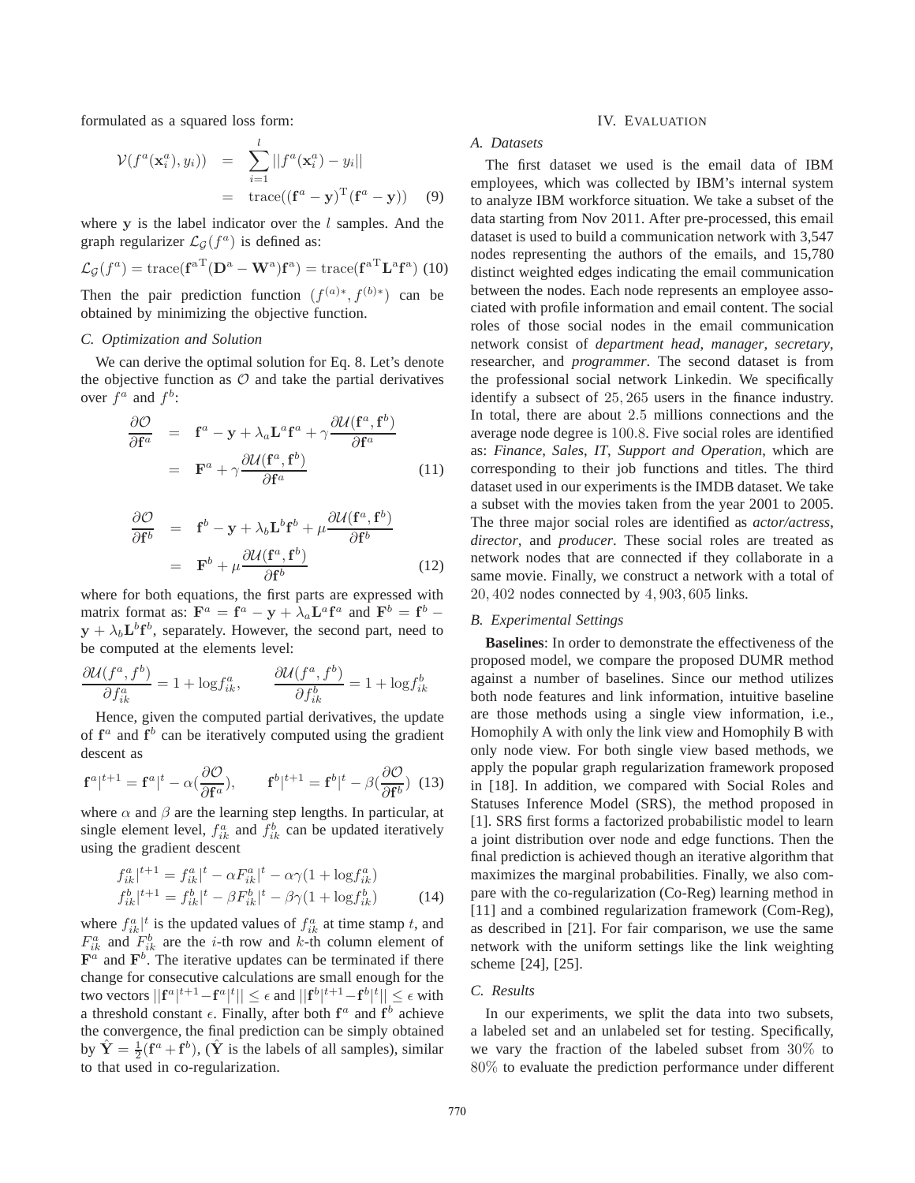formulated as a squared loss form:

$$\begin{aligned}\mathcal{V}(f^a(\mathbf{x}_i^a), y_i)) &= \sum_{i=1}^{l} ||f^a(\mathbf{x}_i^a) - y_i|| \\ &= \text{trace}((\mathbf{f}^a - \mathbf{y})^{\text{T}}(\mathbf{f}^a - \mathbf{y})) \quad (9)\end{aligned}$$

where $\mathbf{y}$ is the label indicator over the $l$ samples. And the graph regularizer $\mathcal{L}_{\mathcal{G}}(f^a)$ is defined as:

$$\mathcal{L}_{\mathcal{G}}(f^a) = \text{trace}(\mathbf{f}^{a\text{T}}(\mathbf{D}^{\text{a}} - \mathbf{W}^{\text{a}})\mathbf{f}^{\text{a}}) = \text{trace}(\mathbf{f}^{a\text{T}}\mathbf{L}^a\mathbf{f}^a) \quad (10)$$

Then the pair prediction function $(f^{(a)*}, f^{(b)*})$ can be obtained by minimizing the objective function.

### C. Optimization and Solution

We can derive the optimal solution for Eq. 8. Let's denote the objective function as $\mathcal{O}$ and take the partial derivatives over $f^a$ and $f^b$:

$$\begin{aligned}\frac{\partial \mathcal{O}}{\partial \mathbf{f}^a} &= \mathbf{f}^a - \mathbf{y} + \lambda_a \mathbf{L}^a \mathbf{f}^a + \gamma \frac{\partial \mathcal{U}(\mathbf{f}^a, \mathbf{f}^b)}{\partial \mathbf{f}^a} \\ &= \mathbf{F}^a + \gamma \frac{\partial \mathcal{U}(\mathbf{f}^a, \mathbf{f}^b)}{\partial \mathbf{f}^a} \quad (11)\end{aligned}$$

$$\begin{aligned}\frac{\partial \mathcal{O}}{\partial \mathbf{f}^b} &= \mathbf{f}^b - \mathbf{y} + \lambda_b \mathbf{L}^b \mathbf{f}^b + \mu \frac{\partial \mathcal{U}(\mathbf{f}^a, \mathbf{f}^b)}{\partial \mathbf{f}^b} \\ &= \mathbf{F}^b + \mu \frac{\partial \mathcal{U}(\mathbf{f}^a, \mathbf{f}^b)}{\partial \mathbf{f}^b} \quad (12)\end{aligned}$$

where for both equations, the first parts are expressed with matrix format as: $\mathbf{F}^a = \mathbf{f}^a - \mathbf{y} + \lambda_a \mathbf{L}^a \mathbf{f}^a$ and $\mathbf{F}^b = \mathbf{f}^b - \mathbf{y} + \lambda_b \mathbf{L}^b \mathbf{f}^b$, separately. However, the second part, need to be computed at the elements level:

$$\frac{\partial \mathcal{U}(f^a, f^b)}{\partial f_{ik}^a} = 1 + \log f_{ik}^a, \qquad \frac{\partial \mathcal{U}(f^a, f^b)}{\partial f_{ik}^b} = 1 + \log f_{ik}^b$$

Hence, given the computed partial derivatives, the update of $\mathbf{f}^a$ and $\mathbf{f}^b$ can be iteratively computed using the gradient descent as

$$\mathbf{f}^a|^{t+1} = \mathbf{f}^a|^t - \alpha(\frac{\partial \mathcal{O}}{\partial \mathbf{f}^a}), \qquad \mathbf{f}^b|^{t+1} = \mathbf{f}^b|^t - \beta(\frac{\partial \mathcal{O}}{\partial \mathbf{f}^b}) \quad (13)$$

where $\alpha$ and $\beta$ are the learning step lengths. In particular, at single element level, $f_{ik}^a$ and $f_{ik}^b$ can be updated iteratively using the gradient descent

$$\begin{aligned}f_{ik}^a|^{t+1} &= f_{ik}^a|^t - \alpha F_{ik}^a|^t - \alpha\gamma(1 + \log f_{ik}^a) \\ f_{ik}^b|^{t+1} &= f_{ik}^b|^t - \beta F_{ik}^b|^t - \beta\gamma(1 + \log f_{ik}^b) \quad (14)\end{aligned}$$

where $f_{ik}^a|^t$ is the updated values of $f_{ik}^a$ at time stamp $t$, and $F_{ik}^a$ and $F_{ik}^b$ are the $i$-th row and $k$-th column element of $\mathbf{F}^a$ and $\mathbf{F}^b$. The iterative updates can be terminated if there change for consecutive calculations are small enough for the two vectors $||\mathbf{f}^a|^{t+1} - \mathbf{f}^a|^t|| \leq \epsilon$ and $||\mathbf{f}^b|^{t+1} - \mathbf{f}^b|^t|| \leq \epsilon$ with a threshold constant $\epsilon$. Finally, after both $\mathbf{f}^a$ and $\mathbf{f}^b$ achieve the convergence, the final prediction can be simply obtained by $\hat{\mathbf{Y}} = \frac{1}{2}(\mathbf{f}^a + \mathbf{f}^b)$, ($\hat{\mathbf{Y}}$ is the labels of all samples), similar to that used in co-regularization.

## IV. Evaluation

### A. Datasets

The first dataset we used is the email data of IBM employees, which was collected by IBM's internal system to analyze IBM workforce situation. We take a subset of the data starting from Nov 2011. After pre-processed, this email dataset is used to build a communication network with 3,547 nodes representing the authors of the emails, and 15,780 distinct weighted edges indicating the email communication between the nodes. Each node represents an employee associated with profile information and email content. The social roles of those social nodes in the email communication network consist of *department head*, *manager*, *secretary*, researcher, and *programmer*. The second dataset is from the professional social network Linkedin. We specifically identify a subsect of $25,265$ users in the finance industry. In total, there are about $2.5$ millions connections and the average node degree is $100.8$. Five social roles are identified as: *Finance*, *Sales*, *IT*, *Support and Operation*, which are corresponding to their job functions and titles. The third dataset used in our experiments is the IMDB dataset. We take a subset with the movies taken from the year 2001 to 2005. The three major social roles are identified as *actor/actress*, *director*, and *producer*. These social roles are treated as network nodes that are connected if they collaborate in a same movie. Finally, we construct a network with a total of $20,402$ nodes connected by $4,903,605$ links.

### B. Experimental Settings

**Baselines**: In order to demonstrate the effectiveness of the proposed model, we compare the proposed DUMR method against a number of baselines. Since our method utilizes both node features and link information, intuitive baseline are those methods using a single view information, i.e., Homophily A with only the link view and Homophily B with only node view. For both single view based methods, we apply the popular graph regularization framework proposed in [18]. In addition, we compared with Social Roles and Statuses Inference Model (SRS), the method proposed in [1]. SRS first forms a factorized probabilistic model to learn a joint distribution over node and edge functions. Then the final prediction is achieved though an iterative algorithm that maximizes the marginal probabilities. Finally, we also compare with the co-regularization (Co-Reg) learning method in [11] and a combined regularization framework (Com-Reg), as described in [21]. For fair comparison, we use the same network with the uniform settings like the link weighting scheme [24], [25].

### C. Results

In our experiments, we split the data into two subsets, a labeled set and an unlabeled set for testing. Specifically, we vary the fraction of the labeled subset from $30\%$ to $80\%$ to evaluate the prediction performance under different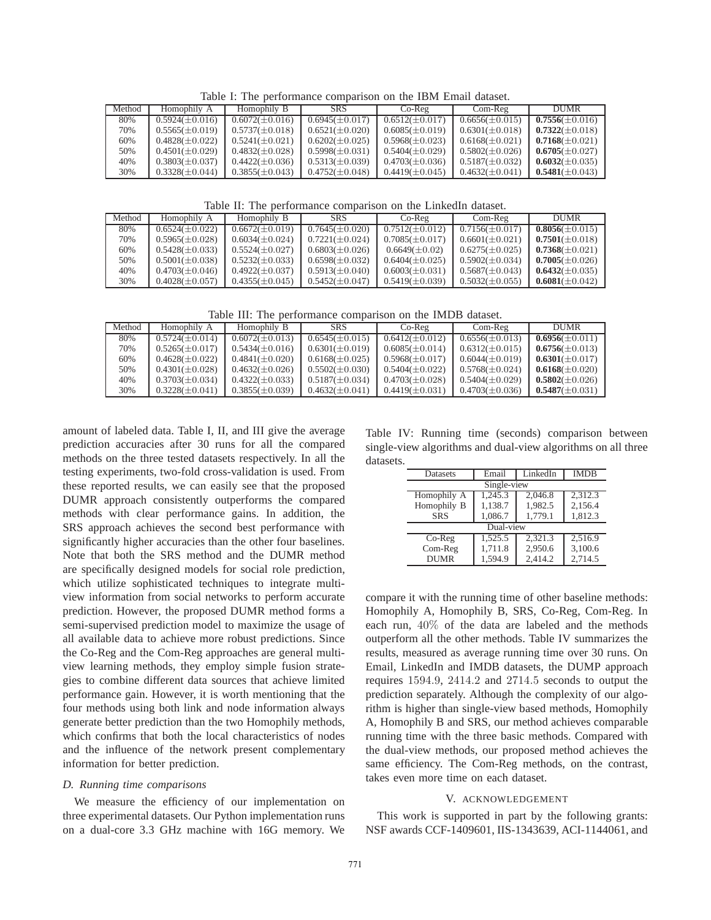Table I: The performance comparison on the IBM Email dataset.

| Method | Homophily A | Homophily B | SRS | Co-Reg | Com-Reg | DUMR |
|---|---|---|---|---|---|---|
| 80% | 0.5924($\pm$0.016) | 0.6072($\pm$0.016) | 0.6945($\pm$0.017) | 0.6512($\pm$0.017) | 0.6656($\pm$0.015) | **0.7556**($\pm$0.016) |
| 70% | 0.5565($\pm$0.019) | 0.5737($\pm$0.018) | 0.6521($\pm$0.020) | 0.6085($\pm$0.019) | 0.6301($\pm$0.018) | **0.7322**($\pm$0.018) |
| 60% | 0.4828($\pm$0.022) | 0.5241($\pm$0.021) | 0.6202($\pm$0.025) | 0.5968($\pm$0.023) | 0.6168($\pm$0.021) | **0.7168**($\pm$0.021) |
| 50% | 0.4501($\pm$0.029) | 0.4832($\pm$0.028) | 0.5998($\pm$0.031) | 0.5404($\pm$0.029) | 0.5802($\pm$0.026) | **0.6705**($\pm$0.027) |
| 40% | 0.3803($\pm$0.037) | 0.4422($\pm$0.036) | 0.5313($\pm$0.039) | 0.4703($\pm$0.036) | 0.5187($\pm$0.032) | **0.6032**($\pm$0.035) |
| 30% | 0.3328($\pm$0.044) | 0.3855($\pm$0.043) | 0.4752($\pm$0.048) | 0.4419($\pm$0.045) | 0.4632($\pm$0.041) | **0.5481**($\pm$0.043) |

Table II: The performance comparison on the LinkedIn dataset.

| Method | Homophily A | Homophily B | SRS | Co-Reg | Com-Reg | DUMR |
|---|---|---|---|---|---|---|
| 80% | 0.6524($\pm$0.022) | 0.6672($\pm$0.019) | 0.7645($\pm$0.020) | 0.7512($\pm$0.012) | 0.7156($\pm$0.017) | **0.8056**($\pm$0.015) |
| 70% | 0.5965($\pm$0.028) | 0.6034($\pm$0.024) | 0.7221($\pm$0.024) | 0.7085($\pm$0.017) | 0.6601($\pm$0.021) | **0.7501**($\pm$0.018) |
| 60% | 0.5428($\pm$0.033) | 0.5524($\pm$0.027) | 0.6803($\pm$0.026) | 0.6649($\pm$0.02) | 0.6275($\pm$0.025) | **0.7368**($\pm$0.021) |
| 50% | 0.5001($\pm$0.038) | 0.5232($\pm$0.033) | 0.6598($\pm$0.032) | 0.6404($\pm$0.025) | 0.5902($\pm$0.034) | **0.7005**($\pm$0.026) |
| 40% | 0.4703($\pm$0.046) | 0.4922($\pm$0.037) | 0.5913($\pm$0.040) | 0.6003($\pm$0.031) | 0.5687($\pm$0.043) | **0.6432**($\pm$0.035) |
| 30% | 0.4028($\pm$0.057) | 0.4355($\pm$0.045) | 0.5452($\pm$0.047) | 0.5419($\pm$0.039) | 0.5032($\pm$0.055) | **0.6081**($\pm$0.042) |

Table III: The performance comparison on the IMDB dataset.

| Method | Homophily A | Homophily B | SRS | Co-Reg | Com-Reg | DUMR |
|---|---|---|---|---|---|---|
| 80% | 0.5724($\pm$0.014) | 0.6072($\pm$0.013) | 0.6545($\pm$0.015) | 0.6412($\pm$0.012) | 0.6556($\pm$0.013) | **0.6956**($\pm$0.011) |
| 70% | 0.5265($\pm$0.017) | 0.5434($\pm$0.016) | 0.6301($\pm$0.019) | 0.6085($\pm$0.014) | 0.6312($\pm$0.015) | **0.6756**($\pm$0.013) |
| 60% | 0.4628($\pm$0.022) | 0.4841($\pm$0.020) | 0.6168($\pm$0.025) | 0.5968($\pm$0.017) | 0.6044($\pm$0.019) | **0.6301**($\pm$0.017) |
| 50% | 0.4301($\pm$0.028) | 0.4632($\pm$0.026) | 0.5502($\pm$0.030) | 0.5404($\pm$0.022) | 0.5768($\pm$0.024) | **0.6168**($\pm$0.020) |
| 40% | 0.3703($\pm$0.034) | 0.4322($\pm$0.033) | 0.5187($\pm$0.034) | 0.4703($\pm$0.028) | 0.5404($\pm$0.029) | **0.5802**($\pm$0.026) |
| 30% | 0.3228($\pm$0.041) | 0.3855($\pm$0.039) | 0.4632($\pm$0.041) | 0.4419($\pm$0.031) | 0.4703($\pm$0.036) | **0.5487**($\pm$0.031) |

amount of labeled data. Table I, II, and III give the average prediction accuracies after 30 runs for all the compared methods on the three tested datasets respectively. In all the testing experiments, two-fold cross-validation is used. From these reported results, we can easily see that the proposed DUMR approach consistently outperforms the compared methods with clear performance gains. In addition, the SRS approach achieves the second best performance with significantly higher accuracies than the other four baselines. Note that both the SRS method and the DUMR method are specifically designed models for social role prediction, which utilize sophisticated techniques to integrate multi-view information from social networks to perform accurate prediction. However, the proposed DUMR method forms a semi-supervised prediction model to maximize the usage of all available data to achieve more robust predictions. Since the Co-Reg and the Com-Reg approaches are general multi-view learning methods, they employ simple fusion strategies to combine different data sources that achieve limited performance gain. However, it is worth mentioning that the four methods using both link and node information always generate better prediction than the two Homophily methods, which confirms that both the local characteristics of nodes and the influence of the network present complementary information for better prediction.

### D. Running time comparisons

We measure the efficiency of our implementation on three experimental datasets. Our Python implementation runs on a dual-core 3.3 GHz machine with 16G memory. We compare it with the running time of other baseline methods: Homophily A, Homophily B, SRS, Co-Reg, Com-Reg. In each run, $40\%$ of the data are labeled and the methods outperform all the other methods. Table IV summarizes the results, measured as average running time over 30 runs. On Email, LinkedIn and IMDB datasets, the DUMP approach requires $1594.9$, $2414.2$ and $2714.5$ seconds to output the prediction separately. Although the complexity of our algorithm is higher than single-view based methods, Homophily A, Homophily B and SRS, our method achieves comparable running time with the three basic methods. Compared with the dual-view methods, our proposed method achieves the same efficiency. The Com-Reg methods, on the contrast, takes even more time on each dataset.

Table IV: Running time (seconds) comparison between single-view algorithms and dual-view algorithms on all three datasets.

| Datasets | Email | LinkedIn | IMDB |
|---|---|---|---|
| Single-view | | | |
| Homophily A | 1,245.3 | 2,046.8 | 2,312.3 |
| Homophily B | 1,138.7 | 1,982.5 | 2,156.4 |
| SRS | 1,086.7 | 1,779.1 | 1,812.3 |
| Dual-view | | | |
| Co-Reg | 1,525.5 | 2,321.3 | 2,516.9 |
| Com-Reg | 1,711.8 | 2,950.6 | 3,100.6 |
| DUMR | 1,594.9 | 2,414.2 | 2,714.5 |

## V. ACKNOWLEDGEMENT

This work is supported in part by the following grants: NSF awards CCF-1409601, IIS-1343639, ACI-1144061, and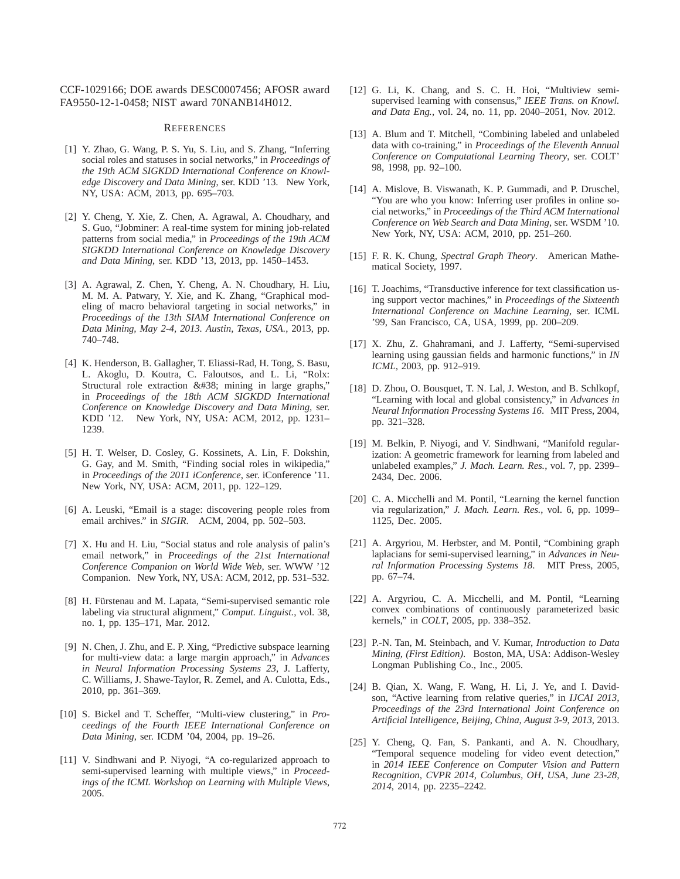CCF-1029166; DOE awards DESC0007456; AFOSR award FA9550-12-1-0458; NIST award 70NANB14H012.

## References

[1] Y. Zhao, G. Wang, P. S. Yu, S. Liu, and S. Zhang, "Inferring social roles and statuses in social networks," in *Proceedings of the 19th ACM SIGKDD International Conference on Knowledge Discovery and Data Mining*, ser. KDD '13. New York, NY, USA: ACM, 2013, pp. 695–703.

[2] Y. Cheng, Y. Xie, Z. Chen, A. Agrawal, A. Choudhary, and S. Guo, "Jobminer: A real-time system for mining job-related patterns from social media," in *Proceedings of the 19th ACM SIGKDD International Conference on Knowledge Discovery and Data Mining*, ser. KDD '13, 2013, pp. 1450–1453.

[3] A. Agrawal, Z. Chen, Y. Cheng, A. N. Choudhary, H. Liu, M. M. A. Patwary, Y. Xie, and K. Zhang, "Graphical modeling of macro behavioral targeting in social networks," in *Proceedings of the 13th SIAM International Conference on Data Mining, May 2-4, 2013. Austin, Texas, USA.*, 2013, pp. 740–748.

[4] K. Henderson, B. Gallagher, T. Eliassi-Rad, H. Tong, S. Basu, L. Akoglu, D. Koutra, C. Faloutsos, and L. Li, "Rolx: Structural role extraction &#38; mining in large graphs," in *Proceedings of the 18th ACM SIGKDD International Conference on Knowledge Discovery and Data Mining*, ser. KDD '12. New York, NY, USA: ACM, 2012, pp. 1231–1239.

[5] H. T. Welser, D. Cosley, G. Kossinets, A. Lin, F. Dokshin, G. Gay, and M. Smith, "Finding social roles in wikipedia," in *Proceedings of the 2011 iConference*, ser. iConference '11. New York, NY, USA: ACM, 2011, pp. 122–129.

[6] A. Leuski, "Email is a stage: discovering people roles from email archives." in *SIGIR*. ACM, 2004, pp. 502–503.

[7] X. Hu and H. Liu, "Social status and role analysis of palin's email network," in *Proceedings of the 21st International Conference Companion on World Wide Web*, ser. WWW '12 Companion. New York, NY, USA: ACM, 2012, pp. 531–532.

[8] H. Fürstenau and M. Lapata, "Semi-supervised semantic role labeling via structural alignment," *Comput. Linguist.*, vol. 38, no. 1, pp. 135–171, Mar. 2012.

[9] N. Chen, J. Zhu, and E. P. Xing, "Predictive subspace learning for multi-view data: a large margin approach," in *Advances in Neural Information Processing Systems 23*, J. Lafferty, C. Williams, J. Shawe-Taylor, R. Zemel, and A. Culotta, Eds., 2010, pp. 361–369.

[10] S. Bickel and T. Scheffer, "Multi-view clustering," in *Proceedings of the Fourth IEEE International Conference on Data Mining*, ser. ICDM '04, 2004, pp. 19–26.

[11] V. Sindhwani and P. Niyogi, "A co-regularized approach to semi-supervised learning with multiple views," in *Proceedings of the ICML Workshop on Learning with Multiple Views*, 2005.

[12] G. Li, K. Chang, and S. C. H. Hoi, "Multiview semi-supervised learning with consensus," *IEEE Trans. on Knowl. and Data Eng.*, vol. 24, no. 11, pp. 2040–2051, Nov. 2012.

[13] A. Blum and T. Mitchell, "Combining labeled and unlabeled data with co-training," in *Proceedings of the Eleventh Annual Conference on Computational Learning Theory*, ser. COLT' 98, 1998, pp. 92–100.

[14] A. Mislove, B. Viswanath, K. P. Gummadi, and P. Druschel, "You are who you know: Inferring user profiles in online social networks," in *Proceedings of the Third ACM International Conference on Web Search and Data Mining*, ser. WSDM '10. New York, NY, USA: ACM, 2010, pp. 251–260.

[15] F. R. K. Chung, *Spectral Graph Theory*. American Mathematical Society, 1997.

[16] T. Joachims, "Transductive inference for text classification using support vector machines," in *Proceedings of the Sixteenth International Conference on Machine Learning*, ser. ICML '99, San Francisco, CA, USA, 1999, pp. 200–209.

[17] X. Zhu, Z. Ghahramani, and J. Lafferty, "Semi-supervised learning using gaussian fields and harmonic functions," in *IN ICML*, 2003, pp. 912–919.

[18] D. Zhou, O. Bousquet, T. N. Lal, J. Weston, and B. Schlkopf, "Learning with local and global consistency," in *Advances in Neural Information Processing Systems 16*. MIT Press, 2004, pp. 321–328.

[19] M. Belkin, P. Niyogi, and V. Sindhwani, "Manifold regularization: A geometric framework for learning from labeled and unlabeled examples," *J. Mach. Learn. Res.*, vol. 7, pp. 2399–2434, Dec. 2006.

[20] C. A. Micchelli and M. Pontil, "Learning the kernel function via regularization," *J. Mach. Learn. Res.*, vol. 6, pp. 1099–1125, Dec. 2005.

[21] A. Argyriou, M. Herbster, and M. Pontil, "Combining graph laplacians for semi-supervised learning," in *Advances in Neural Information Processing Systems 18*. MIT Press, 2005, pp. 67–74.

[22] A. Argyriou, C. A. Micchelli, and M. Pontil, "Learning convex combinations of continuously parameterized basic kernels," in *COLT*, 2005, pp. 338–352.

[23] P.-N. Tan, M. Steinbach, and V. Kumar, *Introduction to Data Mining, (First Edition)*. Boston, MA, USA: Addison-Wesley Longman Publishing Co., Inc., 2005.

[24] B. Qian, X. Wang, F. Wang, H. Li, J. Ye, and I. Davidson, "Active learning from relative queries," in *IJCAI 2013, Proceedings of the 23rd International Joint Conference on Artificial Intelligence, Beijing, China, August 3-9, 2013*, 2013.

[25] Y. Cheng, Q. Fan, S. Pankanti, and A. N. Choudhary, "Temporal sequence modeling for video event detection," in *2014 IEEE Conference on Computer Vision and Pattern Recognition, CVPR 2014, Columbus, OH, USA, June 23-28, 2014*, 2014, pp. 2235–2242.